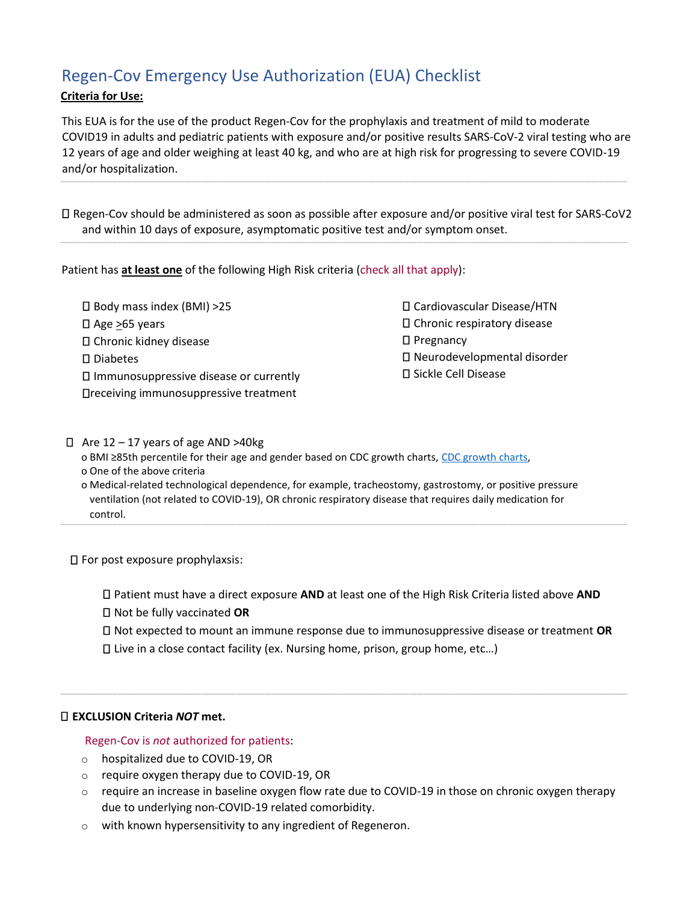# Regen-Cov Emergency Use Authorization (EUA) Checklist

**Criteria for Use:**

This EUA is for the use of the product Regen-Cov for the prophylaxis and treatment of mild to moderate COVID19 in adults and pediatric patients with exposure and/or positive results SARS-CoV-2 viral testing who are 12 years of age and older weighing at least 40 kg, and who are at high risk for progressing to severe COVID-19 and/or hospitalization.

---

☐ Regen-Cov should be administered as soon as possible after exposure and/or positive viral test for SARS-CoV2 and within 10 days of exposure, asymptomatic positive test and/or symptom onset.

---

Patient has **at least one** of the following High Risk criteria (check all that apply):

- ☐ Body mass index (BMI) >25
- ☐ Age ≥65 years
- ☐ Chronic kidney disease
- ☐ Diabetes
- ☐ Immunosuppressive disease or currently ☐receiving immunosuppressive treatment
- ☐ Cardiovascular Disease/HTN
- ☐ Chronic respiratory disease
- ☐ Pregnancy
- ☐ Neurodevelopmental disorder
- ☐ Sickle Cell Disease

☐ Are 12 – 17 years of age AND >40kg

- o BMI ≥85th percentile for their age and gender based on CDC growth charts, [CDC growth charts](CDC growth charts),
- o One of the above criteria
- o Medical-related technological dependence, for example, tracheostomy, gastrostomy, or positive pressure ventilation (not related to COVID-19), OR chronic respiratory disease that requires daily medication for control.

---

☐ For post exposure prophylaxis:

- ☐ Patient must have a direct exposure **AND** at least one of the High Risk Criteria listed above **AND**
- ☐ Not be fully vaccinated **OR**
- ☐ Not expected to mount an immune response due to immunosuppressive disease or treatment **OR**
- ☐ Live in a close contact facility (ex. Nursing home, prison, group home, etc…)

---

☐ **EXCLUSION Criteria *NOT* met.**

Regen-Cov is *not* authorized for patients:

- hospitalized due to COVID-19, OR
- require oxygen therapy due to COVID-19, OR
- require an increase in baseline oxygen flow rate due to COVID-19 in those on chronic oxygen therapy due to underlying non-COVID-19 related comorbidity.
- with known hypersensitivity to any ingredient of Regeneron.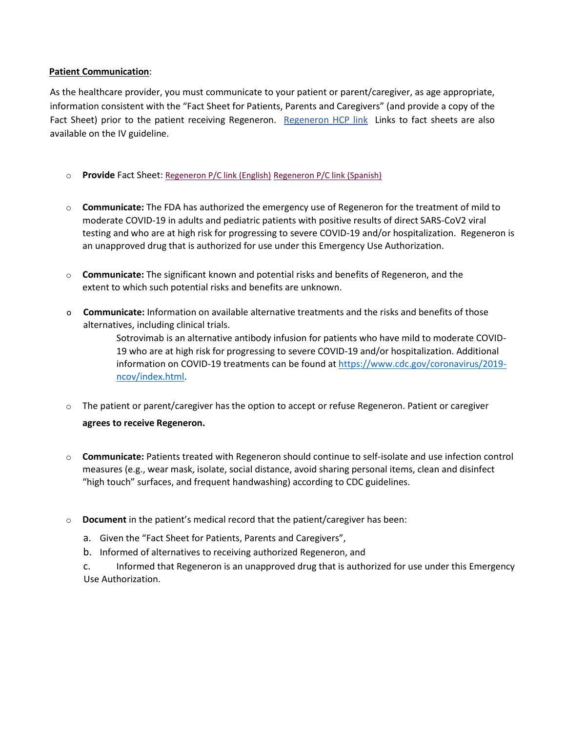**Patient Communication**:

As the healthcare provider, you must communicate to your patient or parent/caregiver, as age appropriate, information consistent with the "Fact Sheet for Patients, Parents and Caregivers" (and provide a copy of the Fact Sheet) prior to the patient receiving Regeneron. Regeneron HCP link Links to fact sheets are also available on the IV guideline.

- **Provide** Fact Sheet: Regeneron P/C link (English) Regeneron P/C link (Spanish)

- **Communicate:** The FDA has authorized the emergency use of Regeneron for the treatment of mild to moderate COVID-19 in adults and pediatric patients with positive results of direct SARS-CoV2 viral testing and who are at high risk for progressing to severe COVID-19 and/or hospitalization. Regeneron is an unapproved drug that is authorized for use under this Emergency Use Authorization.

- **Communicate:** The significant known and potential risks and benefits of Regeneron, and the extent to which such potential risks and benefits are unknown.

- **Communicate:** Information on available alternative treatments and the risks and benefits of those alternatives, including clinical trials.

  Sotrovimab is an alternative antibody infusion for patients who have mild to moderate COVID-19 who are at high risk for progressing to severe COVID-19 and/or hospitalization. Additional information on COVID-19 treatments can be found at https://www.cdc.gov/coronavirus/2019-ncov/index.html.

- The patient or parent/caregiver has the option to accept or refuse Regeneron. Patient or caregiver **agrees to receive Regeneron.**

- **Communicate:** Patients treated with Regeneron should continue to self-isolate and use infection control measures (e.g., wear mask, isolate, social distance, avoid sharing personal items, clean and disinfect "high touch" surfaces, and frequent handwashing) according to CDC guidelines.

- **Document** in the patient's medical record that the patient/caregiver has been:

  a. Given the "Fact Sheet for Patients, Parents and Caregivers",
  b. Informed of alternatives to receiving authorized Regeneron, and
  c. Informed that Regeneron is an unapproved drug that is authorized for use under this Emergency Use Authorization.